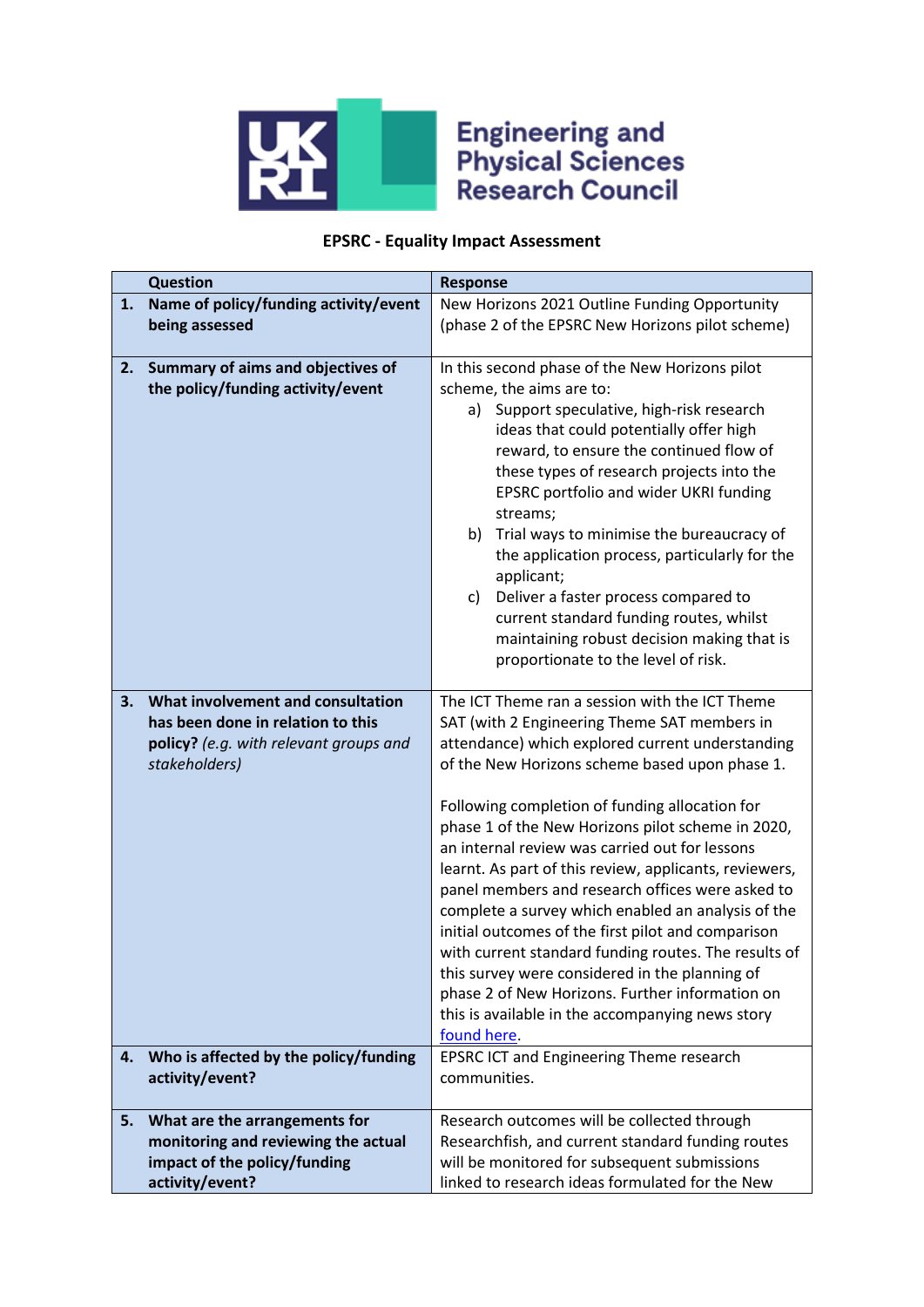Engineering and Physical Sciences Research Council

**EPSRC - Equality Impact Assessment**

| | Question | Response |
|---|---|---|
| 1. | **Name of policy/funding activity/event being assessed** | New Horizons 2021 Outline Funding Opportunity (phase 2 of the EPSRC New Horizons pilot scheme) |
| 2. | **Summary of aims and objectives of the policy/funding activity/event** | In this second phase of the New Horizons pilot scheme, the aims are to:<br>a) Support speculative, high-risk research ideas that could potentially offer high reward, to ensure the continued flow of these types of research projects into the EPSRC portfolio and wider UKRI funding streams;<br>b) Trial ways to minimise the bureaucracy of the application process, particularly for the applicant;<br>c) Deliver a faster process compared to current standard funding routes, whilst maintaining robust decision making that is proportionate to the level of risk. |
| 3. | **What involvement and consultation has been done in relation to this policy?** *(e.g. with relevant groups and stakeholders)* | The ICT Theme ran a session with the ICT Theme SAT (with 2 Engineering Theme SAT members in attendance) which explored current understanding of the New Horizons scheme based upon phase 1.<br><br>Following completion of funding allocation for phase 1 of the New Horizons pilot scheme in 2020, an internal review was carried out for lessons learnt. As part of this review, applicants, reviewers, panel members and research offices were asked to complete a survey which enabled an analysis of the initial outcomes of the first pilot and comparison with current standard funding routes. The results of this survey were considered in the planning of phase 2 of New Horizons. Further information on this is available in the accompanying news story found here. |
| 4. | **Who is affected by the policy/funding activity/event?** | EPSRC ICT and Engineering Theme research communities. |
| 5. | **What are the arrangements for monitoring and reviewing the actual impact of the policy/funding activity/event?** | Research outcomes will be collected through Researchfish, and current standard funding routes will be monitored for subsequent submissions linked to research ideas formulated for the New |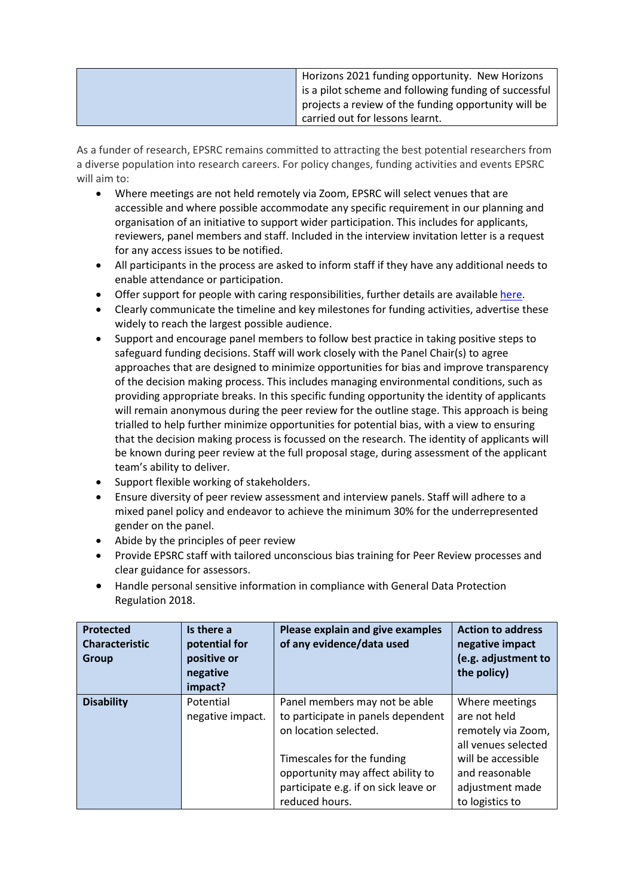|  | Horizons 2021 funding opportunity. New Horizons is a pilot scheme and following funding of successful projects a review of the funding opportunity will be carried out for lessons learnt. |
|---|---|

As a funder of research, EPSRC remains committed to attracting the best potential researchers from a diverse population into research careers. For policy changes, funding activities and events EPSRC will aim to:

- Where meetings are not held remotely via Zoom, EPSRC will select venues that are accessible and where possible accommodate any specific requirement in our planning and organisation of an initiative to support wider participation. This includes for applicants, reviewers, panel members and staff. Included in the interview invitation letter is a request for any access issues to be notified.
- All participants in the process are asked to inform staff if they have any additional needs to enable attendance or participation.
- Offer support for people with caring responsibilities, further details are available [here](here).
- Clearly communicate the timeline and key milestones for funding activities, advertise these widely to reach the largest possible audience.
- Support and encourage panel members to follow best practice in taking positive steps to safeguard funding decisions. Staff will work closely with the Panel Chair(s) to agree approaches that are designed to minimize opportunities for bias and improve transparency of the decision making process. This includes managing environmental conditions, such as providing appropriate breaks. In this specific funding opportunity the identity of applicants will remain anonymous during the peer review for the outline stage. This approach is being trialled to help further minimize opportunities for potential bias, with a view to ensuring that the decision making process is focussed on the research. The identity of applicants will be known during peer review at the full proposal stage, during assessment of the applicant team's ability to deliver.
- Support flexible working of stakeholders.
- Ensure diversity of peer review assessment and interview panels. Staff will adhere to a mixed panel policy and endeavor to achieve the minimum 30% for the underrepresented gender on the panel.
- Abide by the principles of peer review
- Provide EPSRC staff with tailored unconscious bias training for Peer Review processes and clear guidance for assessors.
- Handle personal sensitive information in compliance with General Data Protection Regulation 2018.

| Protected Characteristic Group | Is there a potential for positive or negative impact? | Please explain and give examples of any evidence/data used | Action to address negative impact (e.g. adjustment to the policy) |
|---|---|---|---|
| **Disability** | Potential negative impact. | Panel members may not be able to participate in panels dependent on location selected.<br><br>Timescales for the funding opportunity may affect ability to participate e.g. if on sick leave or reduced hours. | Where meetings are not held remotely via Zoom, all venues selected will be accessible and reasonable adjustment made to logistics to |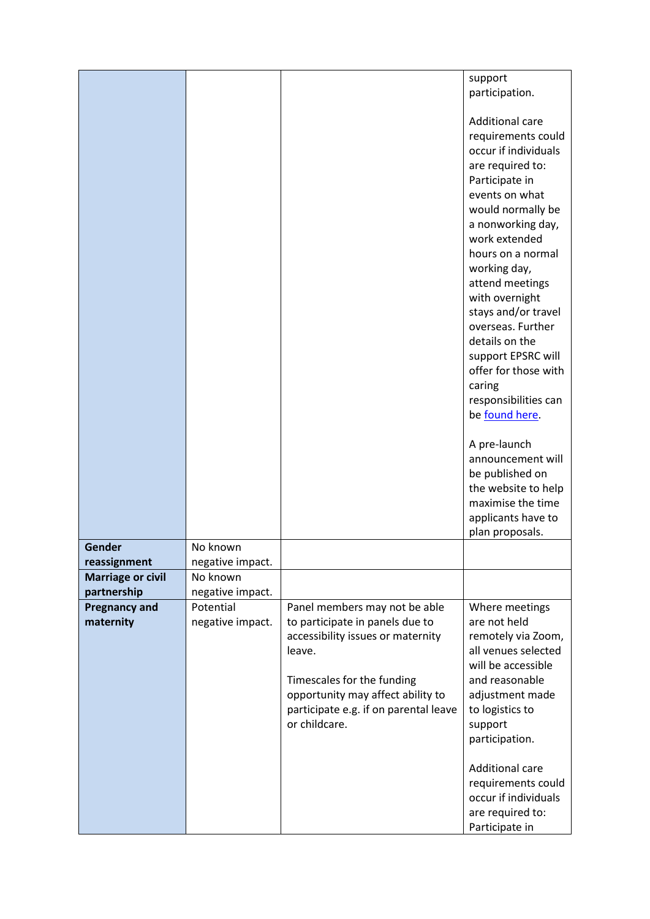| | | | |
|---|---|---|---|
| | | | support participation.<br><br>Additional care requirements could occur if individuals are required to: Participate in events on what would normally be a nonworking day, work extended hours on a normal working day, attend meetings with overnight stays and/or travel overseas. Further details on the support EPSRC will offer for those with caring responsibilities can be [found here](#).<br><br>A pre-launch announcement will be published on the website to help maximise the time applicants have to plan proposals. |
| **Gender reassignment** | No known negative impact. | | |
| **Marriage or civil partnership** | No known negative impact. | | |
| **Pregnancy and maternity** | Potential negative impact. | Panel members may not be able to participate in panels due to accessibility issues or maternity leave.<br><br>Timescales for the funding opportunity may affect ability to participate e.g. if on parental leave or childcare. | Where meetings are not held remotely via Zoom, all venues selected will be accessible and reasonable adjustment made to logistics to support participation.<br><br>Additional care requirements could occur if individuals are required to: Participate in |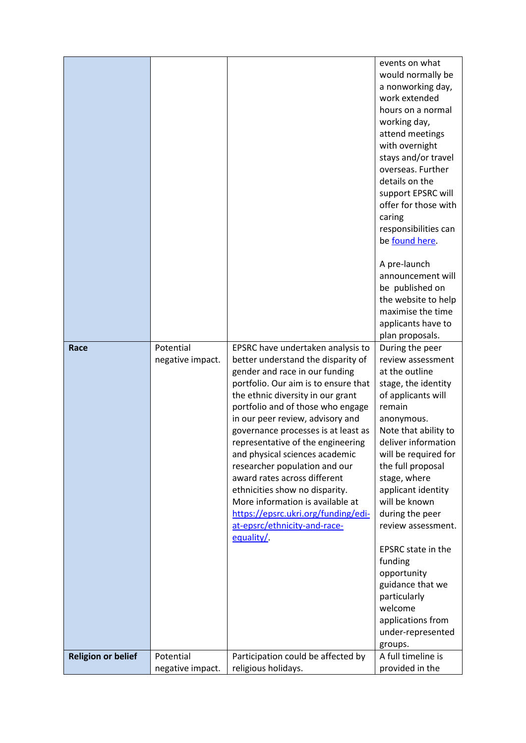| | | | |
|---|---|---|---|
| | | | events on what would normally be a nonworking day, work extended hours on a normal working day, attend meetings with overnight stays and/or travel overseas. Further details on the support EPSRC will offer for those with caring responsibilities can be [found here](). <br><br> A pre-launch announcement will be published on the website to help maximise the time applicants have to plan proposals. |
| **Race** | Potential negative impact. | EPSRC have undertaken analysis to better understand the disparity of gender and race in our funding portfolio. Our aim is to ensure that the ethnic diversity in our grant portfolio and of those who engage in our peer review, advisory and governance processes is at least as representative of the engineering and physical sciences academic researcher population and our award rates across different ethnicities show no disparity. More information is available at [https://epsrc.ukri.org/funding/edi-at-epsrc/ethnicity-and-race-equality/](https://epsrc.ukri.org/funding/edi-at-epsrc/ethnicity-and-race-equality/). | During the peer review assessment at the outline stage, the identity of applicants will remain anonymous. Note that ability to deliver information will be required for the full proposal stage, where applicant identity will be known during the peer review assessment. <br><br> EPSRC state in the funding opportunity guidance that we particularly welcome applications from under-represented groups. |
| **Religion or belief** | Potential negative impact. | Participation could be affected by religious holidays. | A full timeline is provided in the |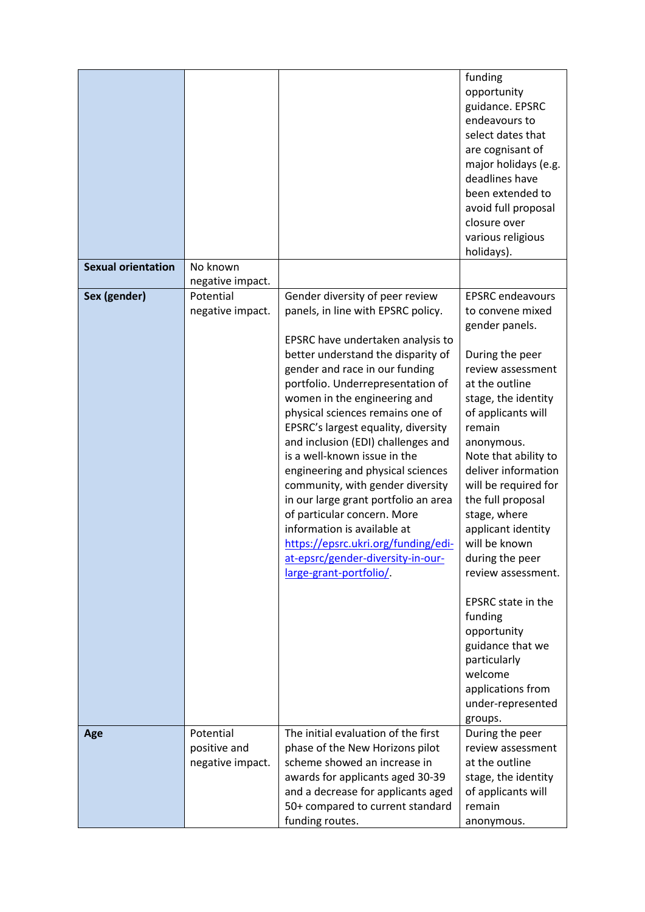| | | | |
|---|---|---|---|
| | | | funding opportunity guidance. EPSRC endeavours to select dates that are cognisant of major holidays (e.g. deadlines have been extended to avoid full proposal closure over various religious holidays). |
| **Sexual orientation** | No known negative impact. | | |
| **Sex (gender)** | Potential negative impact. | Gender diversity of peer review panels, in line with EPSRC policy.<br><br>EPSRC have undertaken analysis to better understand the disparity of gender and race in our funding portfolio. Underrepresentation of women in the engineering and physical sciences remains one of EPSRC's largest equality, diversity and inclusion (EDI) challenges and is a well-known issue in the engineering and physical sciences community, with gender diversity in our large grant portfolio an area of particular concern. More information is available at [https://epsrc.ukri.org/funding/edi-at-epsrc/gender-diversity-in-our-large-grant-portfolio/](https://epsrc.ukri.org/funding/edi-at-epsrc/gender-diversity-in-our-large-grant-portfolio/). | EPSRC endeavours to convene mixed gender panels.<br><br>During the peer review assessment at the outline stage, the identity of applicants will remain anonymous. Note that ability to deliver information will be required for the full proposal stage, where applicant identity will be known during the peer review assessment.<br><br>EPSRC state in the funding opportunity guidance that we particularly welcome applications from under-represented groups. |
| **Age** | Potential positive and negative impact. | The initial evaluation of the first phase of the New Horizons pilot scheme showed an increase in awards for applicants aged 30-39 and a decrease for applicants aged 50+ compared to current standard funding routes. | During the peer review assessment at the outline stage, the identity of applicants will remain anonymous. |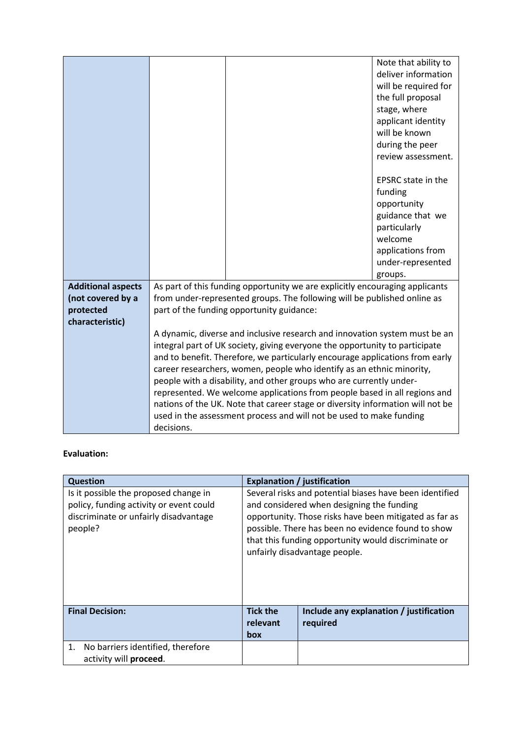| | | | |
|---|---|---|---|
| | | | Note that ability to deliver information will be required for the full proposal stage, where applicant identity will be known during the peer review assessment.<br><br>EPSRC state in the funding opportunity guidance that we particularly welcome applications from under-represented groups. |
| **Additional aspects (not covered by a protected characteristic)** | As part of this funding opportunity we are explicitly encouraging applicants from under-represented groups. The following will be published online as part of the funding opportunity guidance:<br><br>A dynamic, diverse and inclusive research and innovation system must be an integral part of UK society, giving everyone the opportunity to participate and to benefit. Therefore, we particularly encourage applications from early career researchers, women, people who identify as an ethnic minority, people with a disability, and other groups who are currently under-represented. We welcome applications from people based in all regions and nations of the UK. Note that career stage or diversity information will not be used in the assessment process and will not be used to make funding decisions. | | |

**Evaluation:**

| **Question** | **Explanation / justification** | |
|---|---|---|
| Is it possible the proposed change in policy, funding activity or event could discriminate or unfairly disadvantage people? | Several risks and potential biases have been identified and considered when designing the funding opportunity. Those risks have been mitigated as far as possible. There has been no evidence found to show that this funding opportunity would discriminate or unfairly disadvantage people. | |
| **Final Decision:** | **Tick the relevant box** | **Include any explanation / justification required** |
| 1. No barriers identified, therefore activity will **proceed**. | | |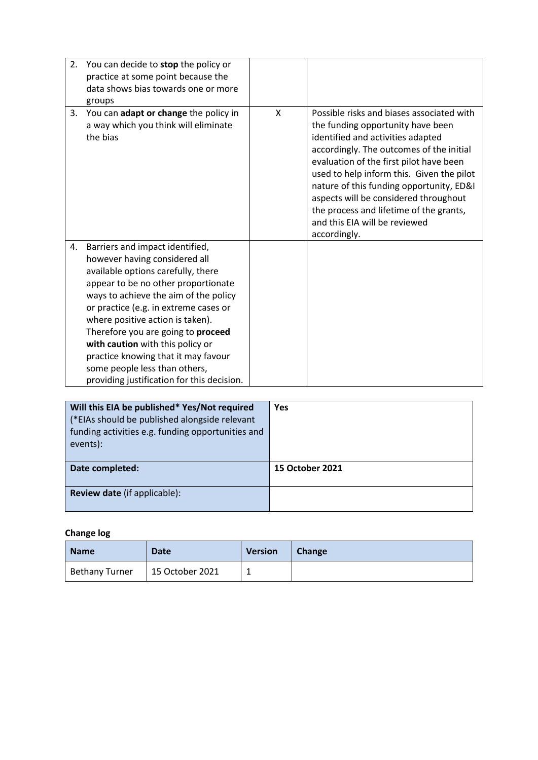| | | |
|---|---|---|
| 2. You can decide to **stop** the policy or practice at some point because the data shows bias towards one or more groups | | |
| 3. You can **adapt or change** the policy in a way which you think will eliminate the bias | X | Possible risks and biases associated with the funding opportunity have been identified and activities adapted accordingly. The outcomes of the initial evaluation of the first pilot have been used to help inform this. Given the pilot nature of this funding opportunity, ED&I aspects will be considered throughout the process and lifetime of the grants, and this EIA will be reviewed accordingly. |
| 4. Barriers and impact identified, however having considered all available options carefully, there appear to be no other proportionate ways to achieve the aim of the policy or practice (e.g. in extreme cases or where positive action is taken). Therefore you are going to **proceed with caution** with this policy or practice knowing that it may favour some people less than others, providing justification for this decision. | | |

| | |
|---|---|
| **Will this EIA be published\* Yes/Not required** (\*EIAs should be published alongside relevant funding activities e.g. funding opportunities and events): | **Yes** |
| **Date completed:** | **15 October 2021** |
| **Review date** (if applicable): | |

**Change log**

| Name | Date | Version | Change |
|---|---|---|---|
| Bethany Turner | 15 October 2021 | 1 | |